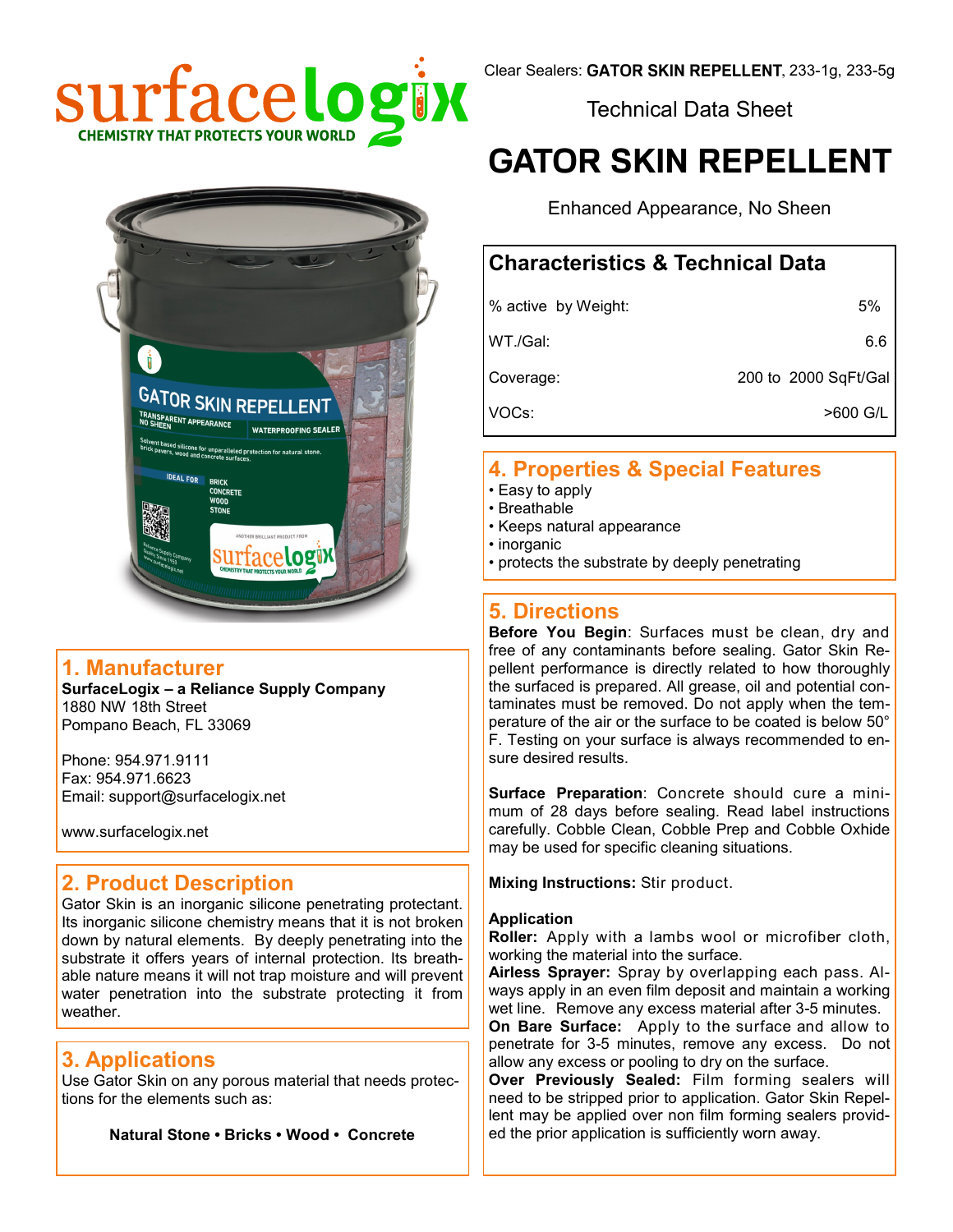surfacelogix

CHEMISTRY THAT PROTECTS YOUR WORLD

Clear Sealers: **GATOR SKIN REPELLENT**, 233-1g, 233-5g

Technical Data Sheet

# GATOR SKIN REPELLENT

Enhanced Appearance, No Sheen

## Characteristics & Technical Data

| | |
|---|---|
| % active by Weight: | 5% |
| WT./Gal: | 6.6 |
| Coverage: | 200 to 2000 SqFt/Gal |
| VOCs: | >600 G/L |

## 1. Manufacturer

**SurfaceLogix – a Reliance Supply Company**
1880 NW 18th Street
Pompano Beach, FL 33069

Phone: 954.971.9111
Fax: 954.971.6623
Email: support@surfacelogix.net

www.surfacelogix.net

## 2. Product Description

Gator Skin is an inorganic silicone penetrating protectant. Its inorganic silicone chemistry means that it is not broken down by natural elements. By deeply penetrating into the substrate it offers years of internal protection. Its breathable nature means it will not trap moisture and will prevent water penetration into the substrate protecting it from weather.

## 3. Applications

Use Gator Skin on any porous material that needs protections for the elements such as:

**Natural Stone • Bricks • Wood • Concrete**

## 4. Properties & Special Features

- Easy to apply
- Breathable
- Keeps natural appearance
- inorganic
- protects the substrate by deeply penetrating

## 5. Directions

**Before You Begin**: Surfaces must be clean, dry and free of any contaminants before sealing. Gator Skin Repellent performance is directly related to how thoroughly the surfaced is prepared. All grease, oil and potential contaminates must be removed. Do not apply when the temperature of the air or the surface to be coated is below 50° F. Testing on your surface is always recommended to ensure desired results.

**Surface Preparation**: Concrete should cure a minimum of 28 days before sealing. Read label instructions carefully. Cobble Clean, Cobble Prep and Cobble Oxhide may be used for specific cleaning situations.

**Mixing Instructions:** Stir product.

**Application**

**Roller:** Apply with a lambs wool or microfiber cloth, working the material into the surface.

**Airless Sprayer:** Spray by overlapping each pass. Always apply in an even film deposit and maintain a working wet line. Remove any excess material after 3-5 minutes.

**On Bare Surface:** Apply to the surface and allow to penetrate for 3-5 minutes, remove any excess. Do not allow any excess or pooling to dry on the surface.

**Over Previously Sealed:** Film forming sealers will need to be stripped prior to application. Gator Skin Repellent may be applied over non film forming sealers provided the prior application is sufficiently worn away.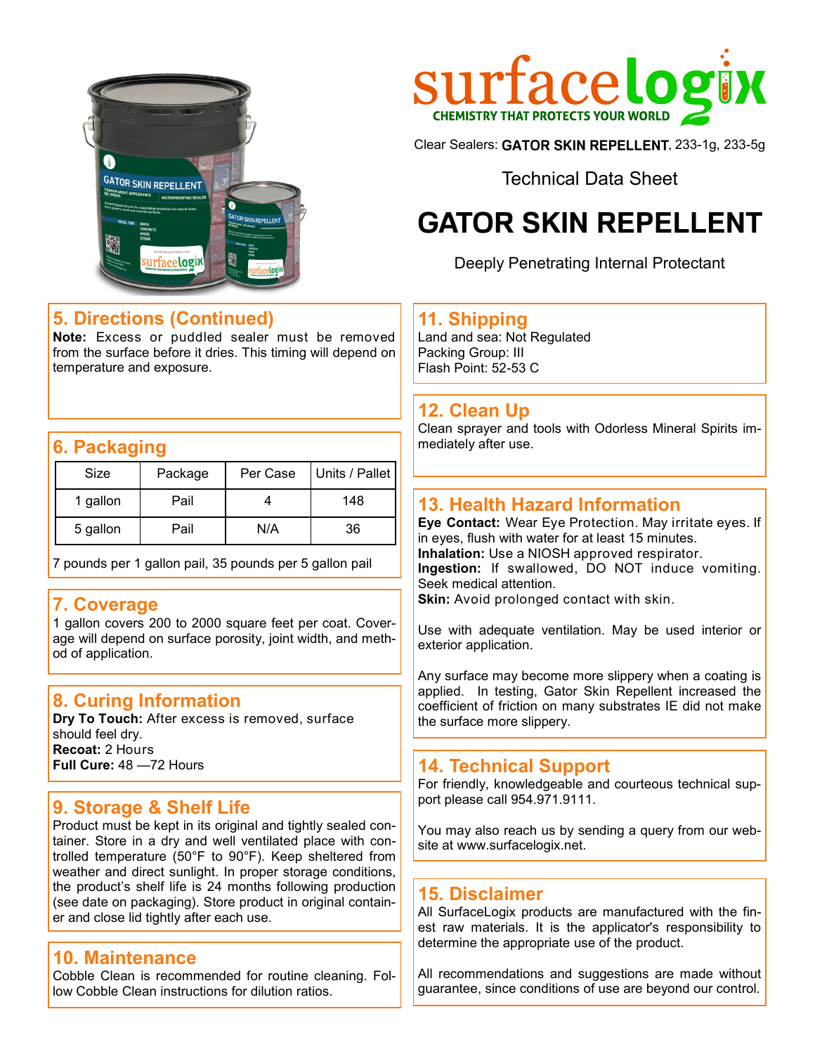# surfacelogix

CHEMISTRY THAT PROTECTS YOUR WORLD

Clear Sealers: **GATOR SKIN REPELLENT**, 233-1g, 233-5g

Technical Data Sheet

# GATOR SKIN REPELLENT

Deeply Penetrating Internal Protectant

## 5. Directions (Continued)

**Note:** Excess or puddled sealer must be removed from the surface before it dries. This timing will depend on temperature and exposure.

## 6. Packaging

| Size | Package | Per Case | Units / Pallet |
| --- | --- | --- | --- |
| 1 gallon | Pail | 4 | 148 |
| 5 gallon | Pail | N/A | 36 |

7 pounds per 1 gallon pail, 35 pounds per 5 gallon pail

## 7. Coverage

1 gallon covers 200 to 2000 square feet per coat. Coverage will depend on surface porosity, joint width, and method of application.

## 8. Curing Information

**Dry To Touch:** After excess is removed, surface should feel dry.
**Recoat:** 2 Hours
**Full Cure:** 48 —72 Hours

## 9. Storage & Shelf Life

Product must be kept in its original and tightly sealed container. Store in a dry and well ventilated place with controlled temperature (50°F to 90°F). Keep sheltered from weather and direct sunlight. In proper storage conditions, the product's shelf life is 24 months following production (see date on packaging). Store product in original container and close lid tightly after each use.

## 10. Maintenance

Cobble Clean is recommended for routine cleaning. Follow Cobble Clean instructions for dilution ratios.

## 11. Shipping

Land and sea: Not Regulated
Packing Group: III
Flash Point: 52-53 C

## 12. Clean Up

Clean sprayer and tools with Odorless Mineral Spirits immediately after use.

## 13. Health Hazard Information

**Eye Contact:** Wear Eye Protection. May irritate eyes. If in eyes, flush with water for at least 15 minutes.
**Inhalation:** Use a NIOSH approved respirator.
**Ingestion:** If swallowed, DO NOT induce vomiting. Seek medical attention.
**Skin:** Avoid prolonged contact with skin.

Use with adequate ventilation. May be used interior or exterior application.

Any surface may become more slippery when a coating is applied. In testing, Gator Skin Repellent increased the coefficient of friction on many substrates IE did not make the surface more slippery.

## 14. Technical Support

For friendly, knowledgeable and courteous technical support please call 954.971.9111.

You may also reach us by sending a query from our website at www.surfacelogix.net.

## 15. Disclaimer

All SurfaceLogix products are manufactured with the finest raw materials. It is the applicator's responsibility to determine the appropriate use of the product.

All recommendations and suggestions are made without guarantee, since conditions of use are beyond our control.